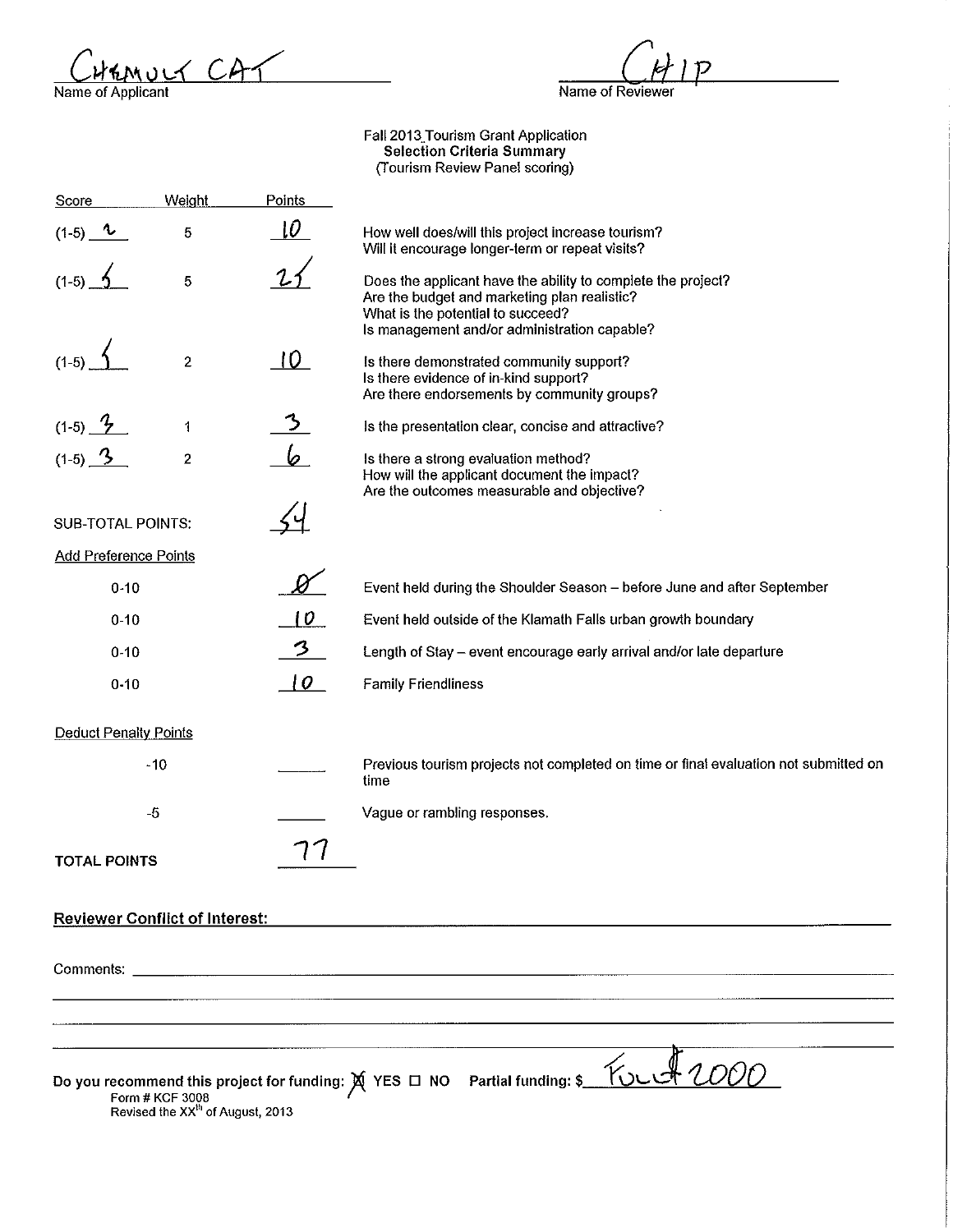CHEMULT CAT
Name of Applicant

CHIP
Name of Reviewer

Fall 2013 Tourism Grant Application
**Selection Criteria Summary**
(Tourism Review Panel scoring)

| Score | Weight | Points | |
|---|---|---|---|
| (1-5) 2 | 5 | 10 | How well does/will this project increase tourism? Will it encourage longer-term or repeat visits? |
| (1-5) 5 | 5 | 25 | Does the applicant have the ability to complete the project? Are the budget and marketing plan realistic? What is the potential to succeed? Is management and/or administration capable? |
| (1-5) 5 | 2 | 10 | Is there demonstrated community support? Is there evidence of in-kind support? Are there endorsements by community groups? |
| (1-5) 3 | 1 | 3 | Is the presentation clear, concise and attractive? |
| (1-5) 3 | 2 | 6 | Is there a strong evaluation method? How will the applicant document the impact? Are the outcomes measurable and objective? |
| SUB-TOTAL POINTS: | | 54 | |

Add Preference Points

| | Points | |
|---|---|---|
| 0-10 | 0 | Event held during the Shoulder Season – before June and after September |
| 0-10 | 10 | Event held outside of the Klamath Falls urban growth boundary |
| 0-10 | 3 | Length of Stay – event encourage early arrival and/or late departure |
| 0-10 | 10 | Family Friendliness |

Deduct Penalty Points

| | Points | |
|---|---|---|
| -10 | | Previous tourism projects not completed on time or final evaluation not submitted on time |
| -5 | | Vague or rambling responses. |

**TOTAL POINTS** 77

**Reviewer Conflict of Interest:**

Comments:

Do you recommend this project for funding: ☒ YES ☐ NO Partial funding: $ Full $2000

Form # KCF 3008
Revised the XX[th] of August, 2013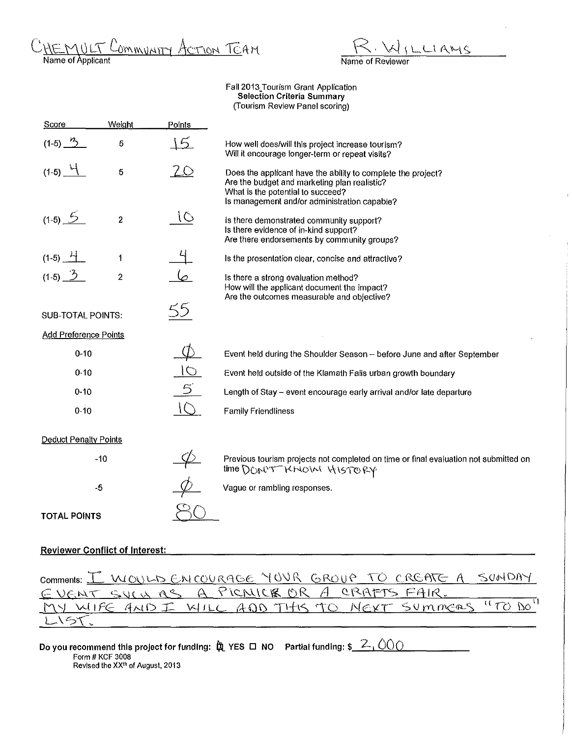CHEMULT COMMUNITY ACTION TEAM
Name of Applicant

R. WILLIAMS
Name of Reviewer

**Fall 2013 Tourism Grant Application**
**Selection Criteria Summary**
(Tourism Review Panel scoring)

| Score | Weight | Points | |
|---|---|---|---|
| (1-5) 3 | 5 | 15 | How well does/will this project increase tourism? Will it encourage longer-term or repeat visits? |
| (1-5) 4 | 5 | 20 | Does the applicant have the ability to complete the project? Are the budget and marketing plan realistic? What is the potential to succeed? Is management and/or administration capable? |
| (1-5) 5 | 2 | 10 | Is there demonstrated community support? Is there evidence of in-kind support? Are there endorsements by community groups? |
| (1-5) 4 | 1 | 4 | Is the presentation clear, concise and attractive? |
| (1-5) 3 | 2 | 6 | Is there a strong evaluation method? How will the applicant document the impact? Are the outcomes measurable and objective? |
| SUB-TOTAL POINTS: | | 55 | |

**Add Preference Points**

| | | |
|---|---|---|
| 0-10 | Ø | Event held during the Shoulder Season – before June and after September |
| 0-10 | 10 | Event held outside of the Klamath Falls urban growth boundary |
| 0-10 | 5 | Length of Stay – event encourage early arrival and/or late departure |
| 0-10 | 10 | Family Friendliness |

**Deduct Penalty Points**

| | | |
|---|---|---|
| -10 | Ø | Previous tourism projects not completed on time or final evaluation not submitted on time DON'T KNOW HISTORY |
| -5 | Ø | Vague or rambling responses. |

**TOTAL POINTS** 80

**Reviewer Conflict of Interest:**

Comments: I WOULD ENCOURAGE YOUR GROUP TO CREATE A SUNDAY EVENT SUCH AS A PICNIC OR A CRAFTS FAIR. MY WIFE AND I WILL ADD THIS TO NEXT SUMMERS "TO DO" LIST.

**Do you recommend this project for funding:** ☒ YES ☐ NO **Partial funding:** $ 2,000

Form # KCF 3008
Revised the XX[th] of August, 2013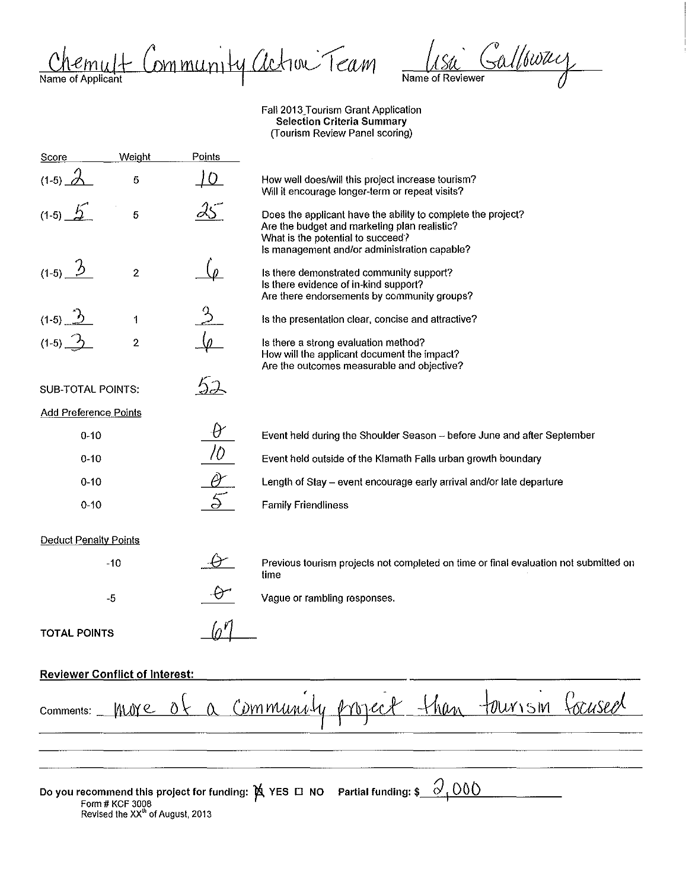Chemult Community Action Team — Name of Applicant

Lisa Galloway — Name of Reviewer

Fall 2013 Tourism Grant Application
**Selection Criteria Summary**
(Tourism Review Panel scoring)

| Score | Weight | Points | |
|---|---|---|---|
| (1-5) 2 | 5 | 10 | How well does/will this project increase tourism? Will it encourage longer-term or repeat visits? |
| (1-5) 5 | 5 | 25 | Does the applicant have the ability to complete the project? Are the budget and marketing plan realistic? What is the potential to succeed? Is management and/or administration capable? |
| (1-5) 3 | 2 | 6 | Is there demonstrated community support? Is there evidence of in-kind support? Are there endorsements by community groups? |
| (1-5) 3 | 1 | 3 | Is the presentation clear, concise and attractive? |
| (1-5) 3 | 2 | 6 | Is there a strong evaluation method? How will the applicant document the impact? Are the outcomes measurable and objective? |
| SUB-TOTAL POINTS: | | 52 | |
| Add Preference Points | | | |
| 0-10 | | 0 | Event held during the Shoulder Season – before June and after September |
| 0-10 | | 10 | Event held outside of the Klamath Falls urban growth boundary |
| 0-10 | | 0 | Length of Stay – event encourage early arrival and/or late departure |
| 0-10 | | 5 | Family Friendliness |
| Deduct Penalty Points | | | |
| -10 | | 0 | Previous tourism projects not completed on time or final evaluation not submitted on time |
| -5 | | 0 | Vague or rambling responses. |
| TOTAL POINTS | | 67 | |

**Reviewer Conflict of Interest:**

Comments: more of a community project than tourism focused

**Do you recommend this project for funding:** ☒ YES ☐ NO **Partial funding: $** 2,000

Form # KCF 3008
Revised the XX[th] of August, 2013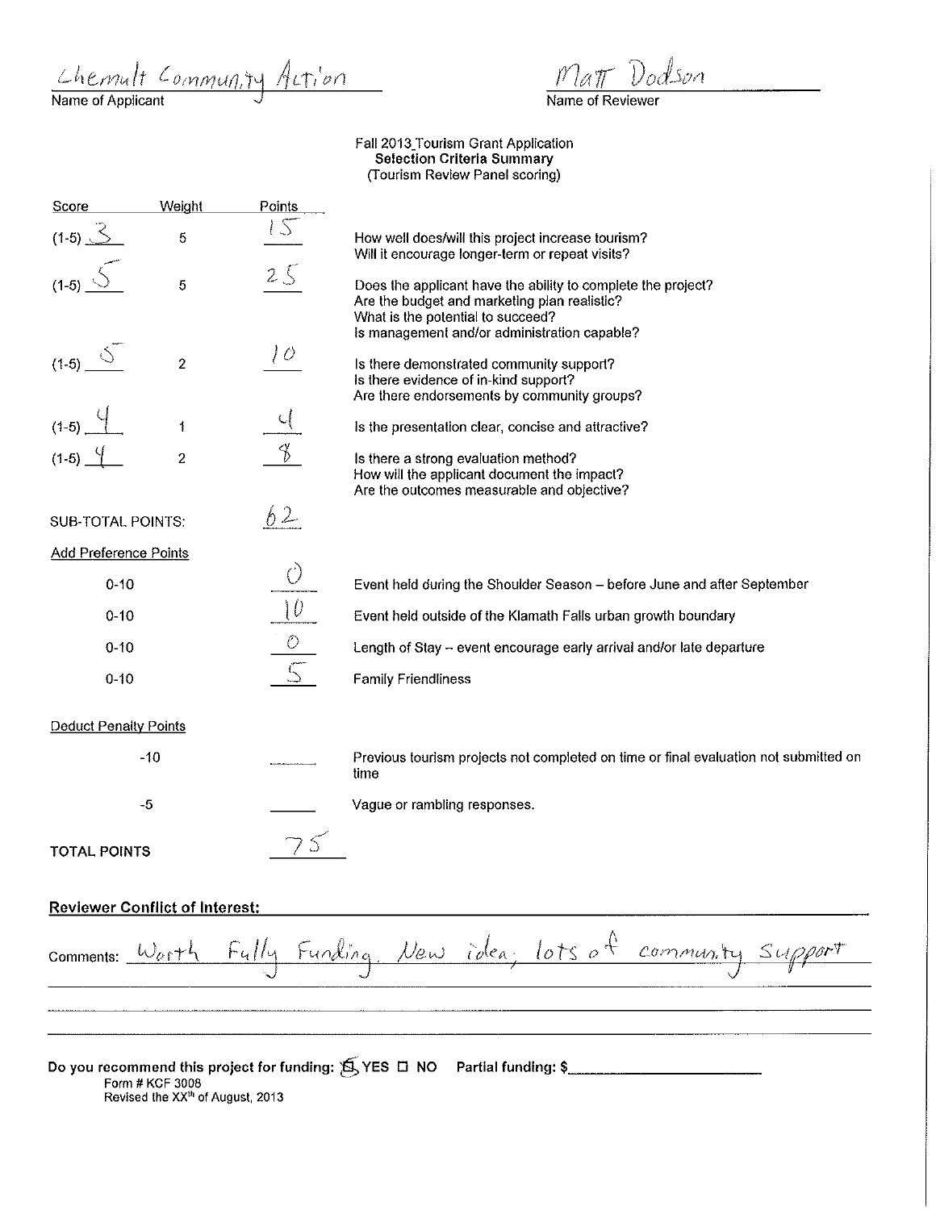Chemult Community Action
Name of Applicant

Matt Dodson
Name of Reviewer

Fall 2013 Tourism Grant Application
**Selection Criteria Summary**
(Tourism Review Panel scoring)

| Score | Weight | Points | |
|---|---|---|---|
| (1-5) 3 | 5 | 15 | How well does/will this project increase tourism? Will it encourage longer-term or repeat visits? |
| (1-5) 5 | 5 | 25 | Does the applicant have the ability to complete the project? Are the budget and marketing plan realistic? What is the potential to succeed? Is management and/or administration capable? |
| (1-5) 5 | 2 | 10 | Is there demonstrated community support? Is there evidence of in-kind support? Are there endorsements by community groups? |
| (1-5) 4 | 1 | 4 | Is the presentation clear, concise and attractive? |
| (1-5) 4 | 2 | 8 | Is there a strong evaluation method? How will the applicant document the impact? Are the outcomes measurable and objective? |

SUB-TOTAL POINTS: 62

Add Preference Points

| Range | Points | |
|---|---|---|
| 0-10 | 0 | Event held during the Shoulder Season – before June and after September |
| 0-10 | 10 | Event held outside of the Klamath Falls urban growth boundary |
| 0-10 | 0 | Length of Stay – event encourage early arrival and/or late departure |
| 0-10 | 5 | Family Friendliness |

Deduct Penalty Points

| Range | Points | |
|---|---|---|
| -10 | | Previous tourism projects not completed on time or final evaluation not submitted on time |
| -5 | | Vague or rambling responses. |

**TOTAL POINTS** 75

**Reviewer Conflict of Interest:**

Comments: Worth Fully Funding. New idea; lots of community support

**Do you recommend this project for funding:** ☒ YES ☐ NO Partial funding: $\_\_\_\_\_\_\_\_\_\_

Form # KCF 3008
Revised the XX^th^ of August, 2013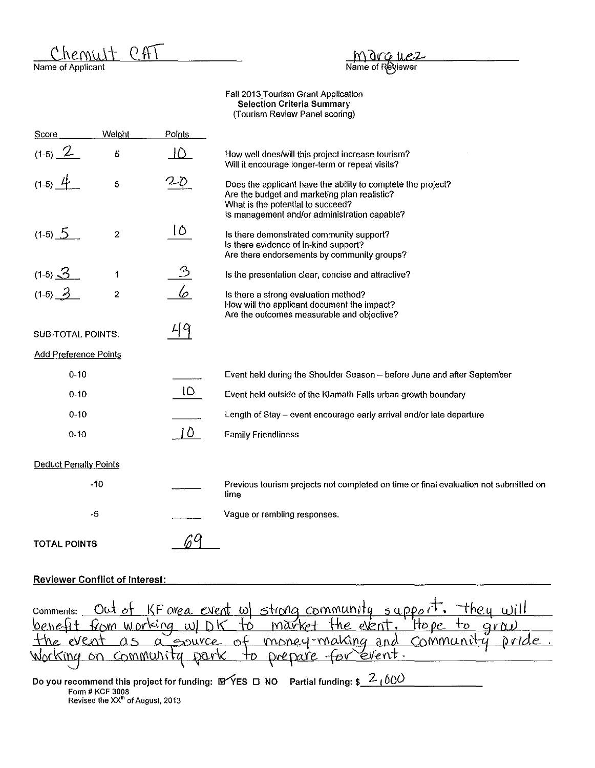Chemult CAT
Name of Applicant

Marquez
Name of Reviewer

Fall 2013 Tourism Grant Application
**Selection Criteria Summary**
(Tourism Review Panel scoring)

| Score | Weight | Points | |
|---|---|---|---|
| (1-5) 2 | 5 | 10 | How well does/will this project increase tourism? Will it encourage longer-term or repeat visits? |
| (1-5) 4 | 5 | 20 | Does the applicant have the ability to complete the project? Are the budget and marketing plan realistic? What is the potential to succeed? Is management and/or administration capable? |
| (1-5) 5 | 2 | 10 | Is there demonstrated community support? Is there evidence of in-kind support? Are there endorsements by community groups? |
| (1-5) 3 | 1 | 3 | Is the presentation clear, concise and attractive? |
| (1-5) 3 | 2 | 6 | Is there a strong evaluation method? How will the applicant document the impact? Are the outcomes measurable and objective? |
| SUB-TOTAL POINTS: | | 49 | |

**Add Preference Points**

| | Points | |
|---|---|---|
| 0-10 | | Event held during the Shoulder Season -- before June and after September |
| 0-10 | 10 | Event held outside of the Klamath Falls urban growth boundary |
| 0-10 | | Length of Stay – event encourage early arrival and/or late departure |
| 0-10 | 10 | Family Friendliness |

**Deduct Penalty Points**

| | Points | |
|---|---|---|
| -10 | | Previous tourism projects not completed on time or final evaluation not submitted on time |
| -5 | | Vague or rambling responses. |

**TOTAL POINTS** 69

**Reviewer Conflict of Interest:**

Comments: Out of KF area event w/ strong community support. They will benefit from working w/ DK to market the event. Hope to grow the event as a source of money-making and community pride. Working on community park to prepare for event.

**Do you recommend this project for funding:** ☑ YES ☐ NO **Partial funding: $** 2,000

Form # KCF 3008
Revised the XX[th] of August, 2013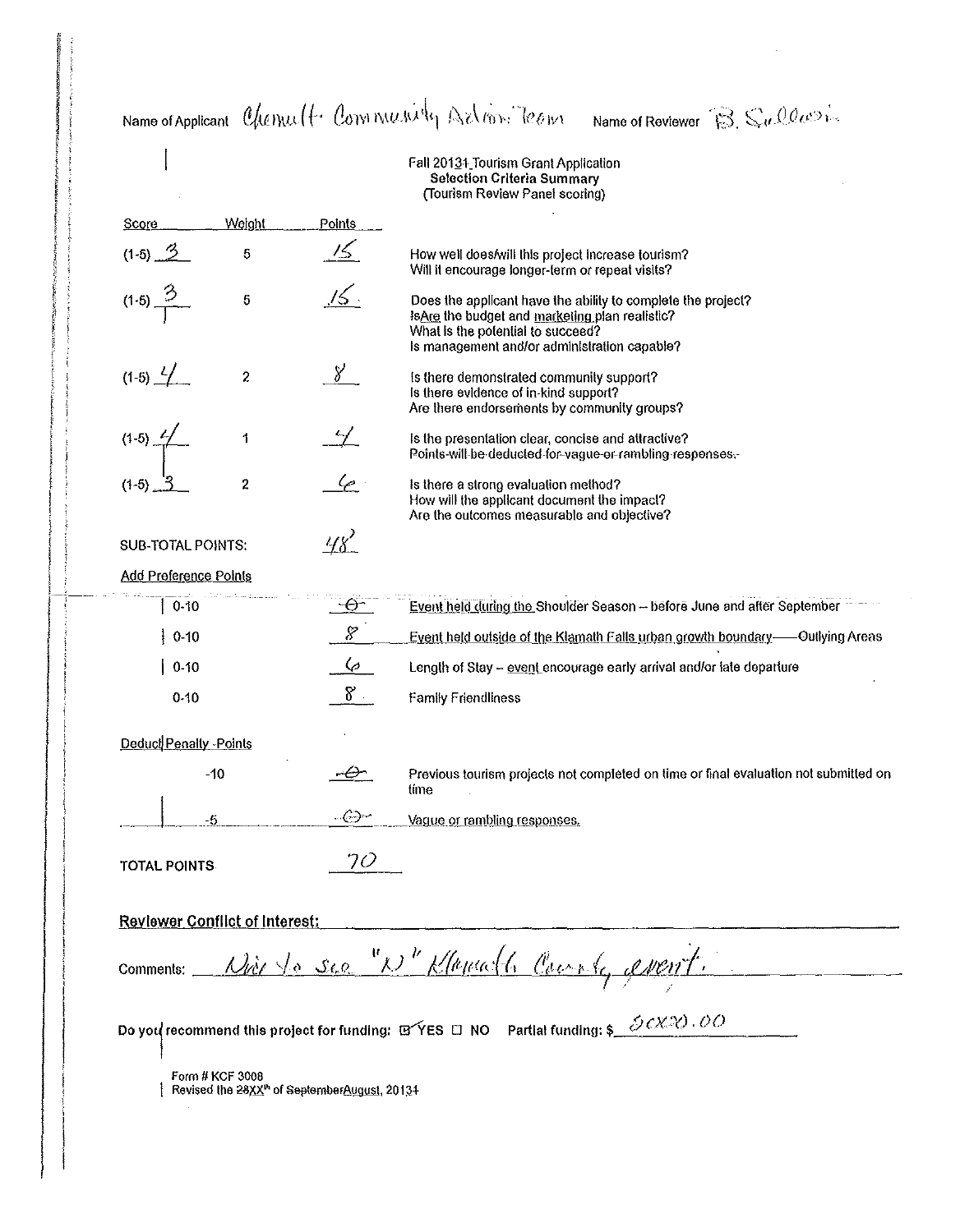Name of Applicant Chemult Community Action Team Name of Reviewer B. Sullivan

Fall 20131 Tourism Grant Application
**Selection Criteria Summary**
(Tourism Review Panel scoring)

| Score | Weight | Points | |
|---|---|---|---|
| (1-5) 3 | 5 | 15 | How well does/will this project increase tourism? Will it encourage longer-term or repeat visits? |
| (1-5) 3 | 5 | 15 | Does the applicant have the ability to complete the project? IsAre the budget and marketing plan realistic? What is the potential to succeed? Is management and/or administration capable? |
| (1-5) 4 | 2 | 8 | Is there demonstrated community support? Is there evidence of in-kind support? Are there endorsements by community groups? |
| (1-5) 4 | 1 | 4 | Is the presentation clear, concise and attractive? ~~Points will be deducted for vague or rambling responses.~~ |
| (1-5) 3 | 2 | 6 | Is there a strong evaluation method? How will the applicant document the impact? Are the outcomes measurable and objective? |

SUB-TOTAL POINTS: 48

**Add Preference Points**

| | Points | |
|---|---|---|
| 0-10 | 0 | Event held during the Shoulder Season – before June and after September |
| 0-10 | 8 | Event held outside of the Klamath Falls urban growth boundary——Outlying Areas |
| 0-10 | 6 | Length of Stay – event encourage early arrival and/or late departure |
| 0-10 | 8 | Family Friendliness |

**Deduct Penalty Points**

| | Points | |
|---|---|---|
| -10 | 0 | Previous tourism projects not completed on time or final evaluation not submitted on time |
| -5 | 0 | Vague or rambling responses. |

TOTAL POINTS 70

**Reviewer Conflict of Interest:**

Comments: Nice to see "N" Klamath County event.

Do you recommend this project for funding: ☑ YES ☐ NO Partial funding: $ 5000.00

Form # KCF 3008
Revised the 28XXth of SeptemberAugust, 20134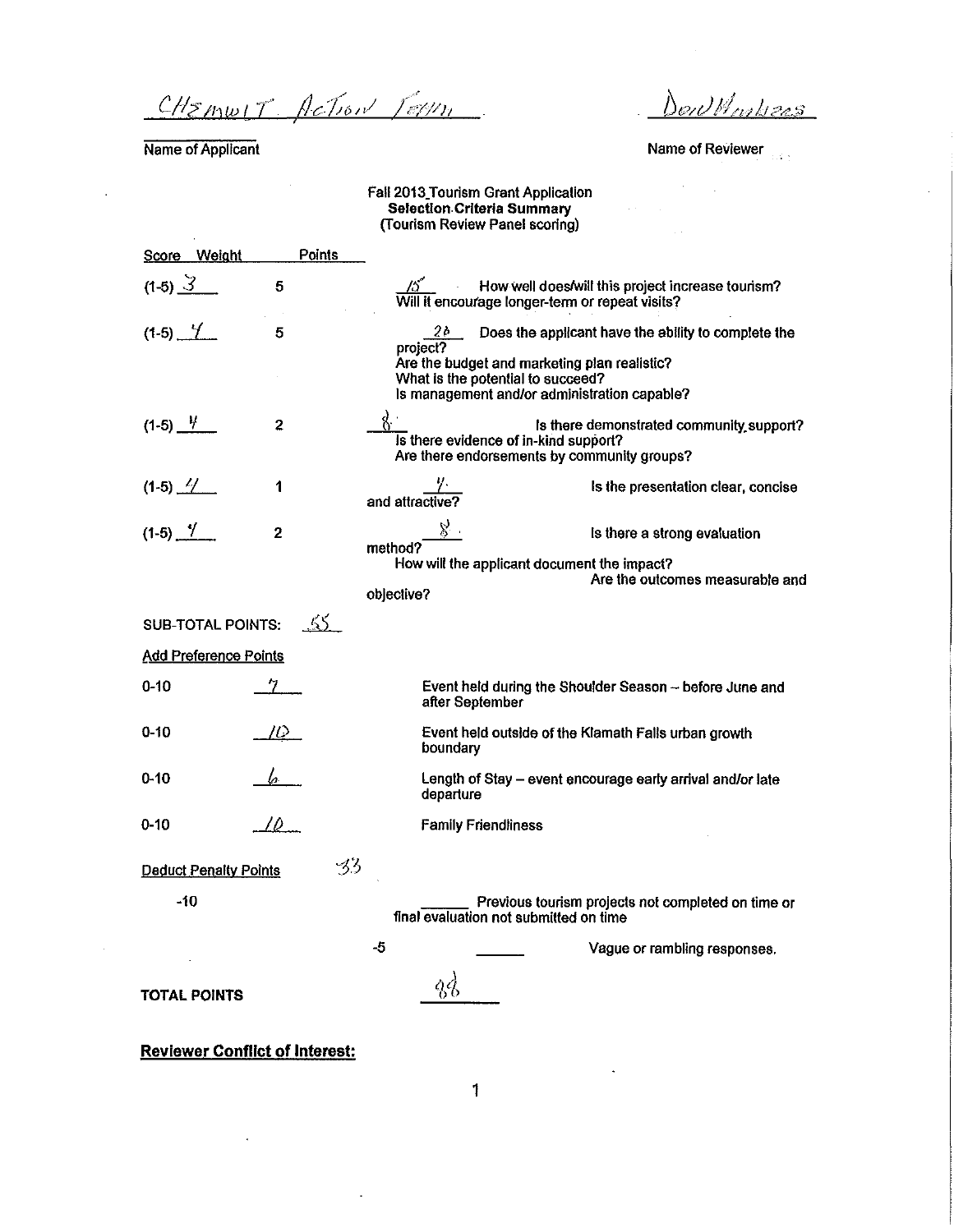CHEMULT Action Team

Name of Applicant

Don Mathews

Name of Reviewer

Fall 2013 Tourism Grant Application
**Selection Criteria Summary**
(Tourism Review Panel scoring)

| Score | Weight | Points | |
|---|---|---|---|
| (1-5) 3 | 5 | 15 | How well does/will this project increase tourism? Will it encourage longer-term or repeat visits? |
| (1-5) 4 | 5 | 20 | Does the applicant have the ability to complete the project? Are the budget and marketing plan realistic? What is the potential to succeed? Is management and/or administration capable? |
| (1-5) 4 | 2 | 8 | Is there demonstrated community support? Is there evidence of in-kind support? Are there endorsements by community groups? |
| (1-5) 4 | 1 | 4 | Is the presentation clear, concise and attractive? |
| (1-5) 4 | 2 | 8 | Is there a strong evaluation method? How will the applicant document the impact? Are the outcomes measurable and objective? |

SUB-TOTAL POINTS: 55

Add Preference Points

| | | |
|---|---|---|
| 0-10 | 7 | Event held during the Shoulder Season – before June and after September |
| 0-10 | 10 | Event held outside of the Klamath Falls urban growth boundary |
| 0-10 | 6 | Length of Stay – event encourage early arrival and/or late departure |
| 0-10 | 10 | Family Friendliness |

33

Deduct Penalty Points

-10 ______ Previous tourism projects not completed on time or final evaluation not submitted on time

-5 ______ Vague or rambling responses.

**TOTAL POINTS** 88

**Reviewer Conflict of Interest:**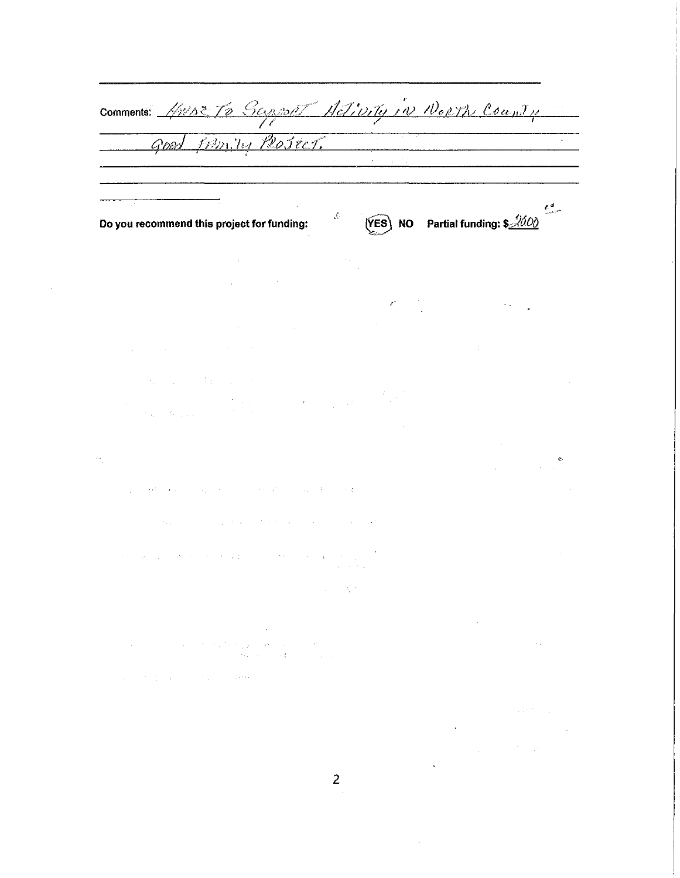Comments: Huge To Support Activity in North County Good Family Project.

**Do you recommend this project for funding:** **(YES)** NO **Partial funding: $** 2000 ⁰⁰